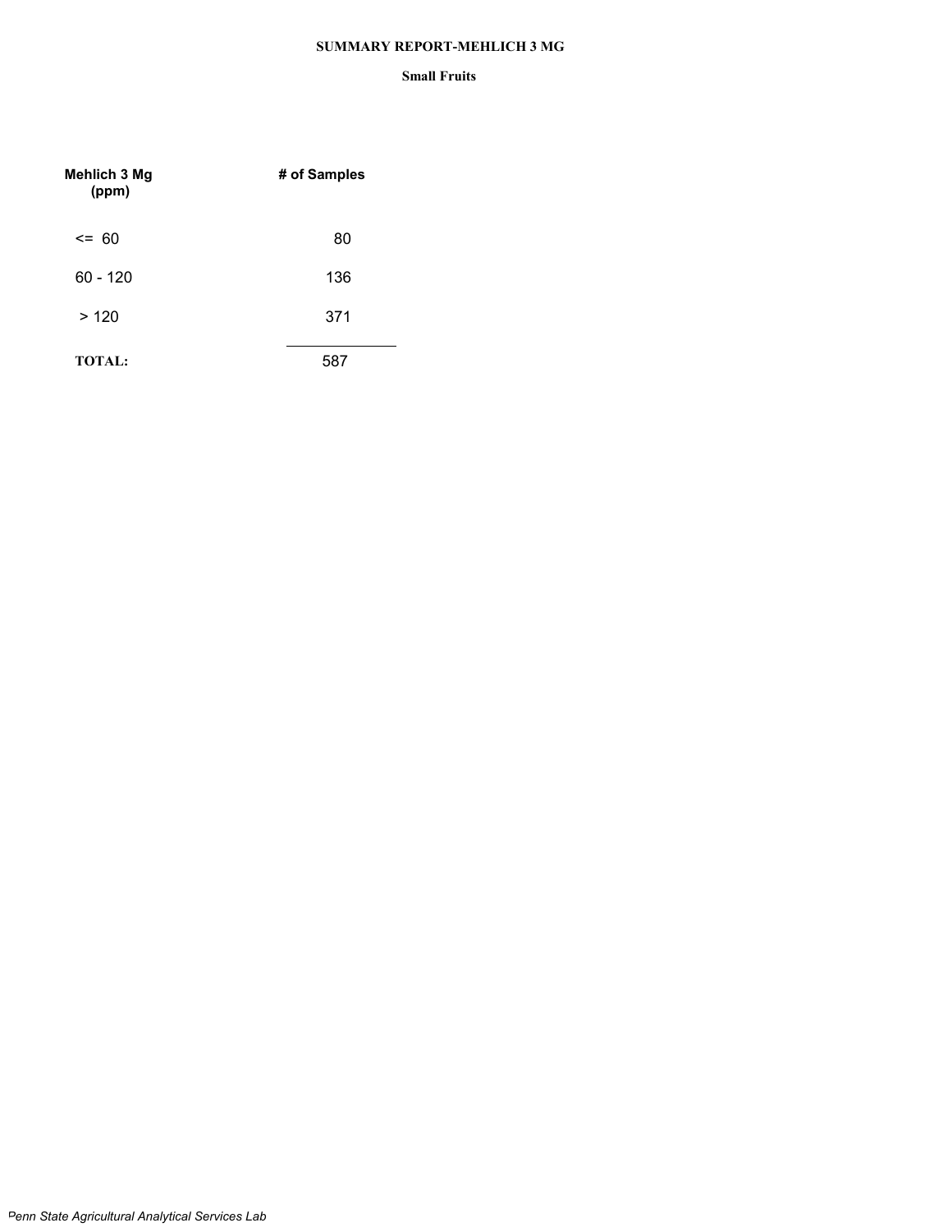# SUMMARY REPORT-MEHLICH 3 MG

## Small Fruits

| Mehlich 3 Mg (ppm) | # of Samples |
|---|---|
| <= 60 | 80 |
| 60 - 120 | 136 |
| > 120 | 371 |
| **TOTAL:** | 587 |

*Penn State Agricultural Analytical Services Lab*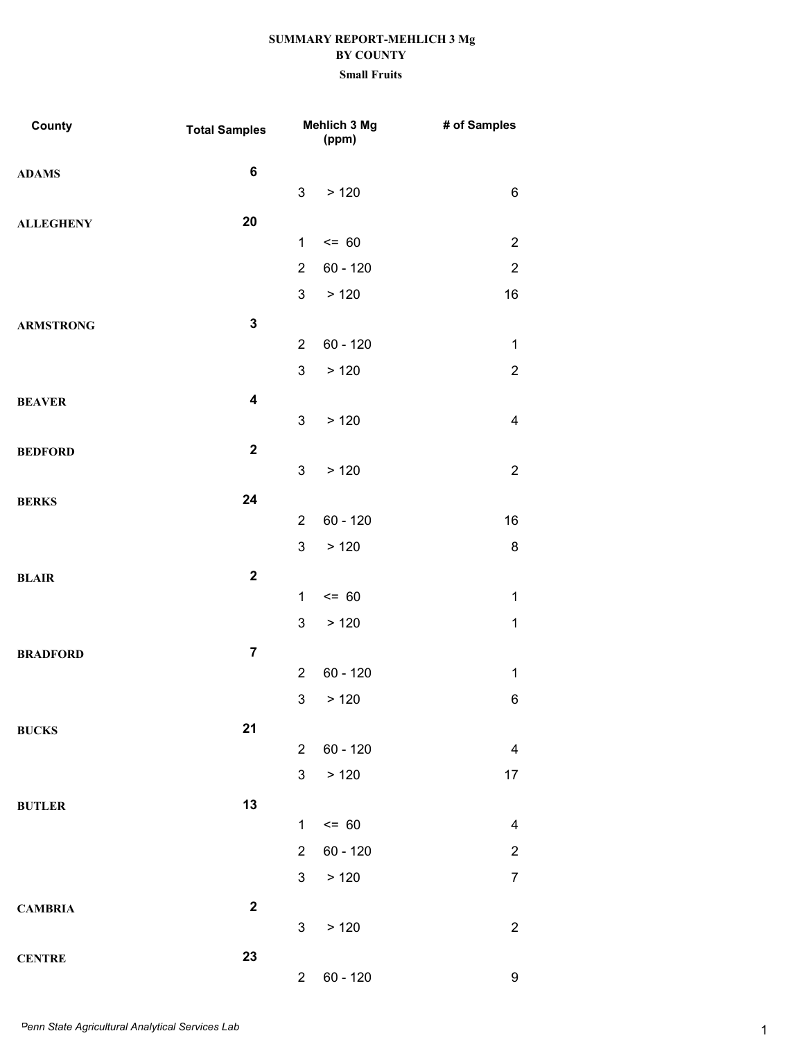**SUMMARY REPORT-MEHLICH 3 Mg**
**BY COUNTY**
**Small Fruits**

| County | Total Samples | Mehlich 3 Mg (ppm) | | # of Samples |
|---|---|---|---|---|
| ADAMS | 6 | | | |
| | | 3 | > 120 | 6 |
| ALLEGHENY | 20 | | | |
| | | 1 | <= 60 | 2 |
| | | 2 | 60 - 120 | 2 |
| | | 3 | > 120 | 16 |
| ARMSTRONG | 3 | | | |
| | | 2 | 60 - 120 | 1 |
| | | 3 | > 120 | 2 |
| BEAVER | 4 | | | |
| | | 3 | > 120 | 4 |
| BEDFORD | 2 | | | |
| | | 3 | > 120 | 2 |
| BERKS | 24 | | | |
| | | 2 | 60 - 120 | 16 |
| | | 3 | > 120 | 8 |
| BLAIR | 2 | | | |
| | | 1 | <= 60 | 1 |
| | | 3 | > 120 | 1 |
| BRADFORD | 7 | | | |
| | | 2 | 60 - 120 | 1 |
| | | 3 | > 120 | 6 |
| BUCKS | 21 | | | |
| | | 2 | 60 - 120 | 4 |
| | | 3 | > 120 | 17 |
| BUTLER | 13 | | | |
| | | 1 | <= 60 | 4 |
| | | 2 | 60 - 120 | 2 |
| | | 3 | > 120 | 7 |
| CAMBRIA | 2 | | | |
| | | 3 | > 120 | 2 |
| CENTRE | 23 | | | |
| | | 2 | 60 - 120 | 9 |

*Penn State Agricultural Analytical Services Lab*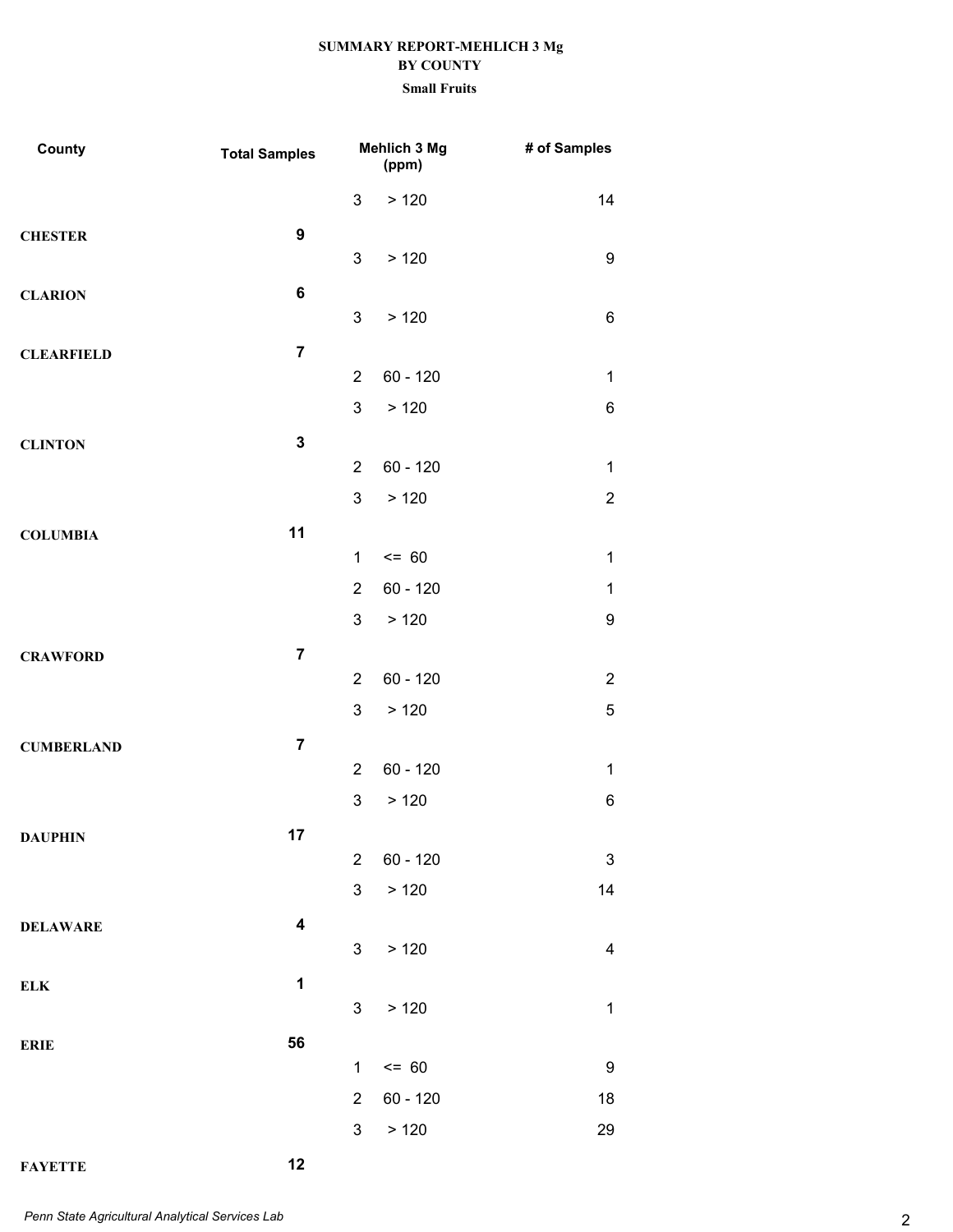**SUMMARY REPORT-MEHLICH 3 Mg**
**BY COUNTY**
**Small Fruits**

| County | Total Samples | Mehlich 3 Mg (ppm) | | # of Samples |
|---|---|---|---|---|
| | | 3 | > 120 | 14 |
| **CHESTER** | **9** | | | |
| | | 3 | > 120 | 9 |
| **CLARION** | **6** | | | |
| | | 3 | > 120 | 6 |
| **CLEARFIELD** | **7** | | | |
| | | 2 | 60 - 120 | 1 |
| | | 3 | > 120 | 6 |
| **CLINTON** | **3** | | | |
| | | 2 | 60 - 120 | 1 |
| | | 3 | > 120 | 2 |
| **COLUMBIA** | **11** | | | |
| | | 1 | <= 60 | 1 |
| | | 2 | 60 - 120 | 1 |
| | | 3 | > 120 | 9 |
| **CRAWFORD** | **7** | | | |
| | | 2 | 60 - 120 | 2 |
| | | 3 | > 120 | 5 |
| **CUMBERLAND** | **7** | | | |
| | | 2 | 60 - 120 | 1 |
| | | 3 | > 120 | 6 |
| **DAUPHIN** | **17** | | | |
| | | 2 | 60 - 120 | 3 |
| | | 3 | > 120 | 14 |
| **DELAWARE** | **4** | | | |
| | | 3 | > 120 | 4 |
| **ELK** | **1** | | | |
| | | 3 | > 120 | 1 |
| **ERIE** | **56** | | | |
| | | 1 | <= 60 | 9 |
| | | 2 | 60 - 120 | 18 |
| | | 3 | > 120 | 29 |
| **FAYETTE** | **12** | | | |

*Penn State Agricultural Analytical Services Lab*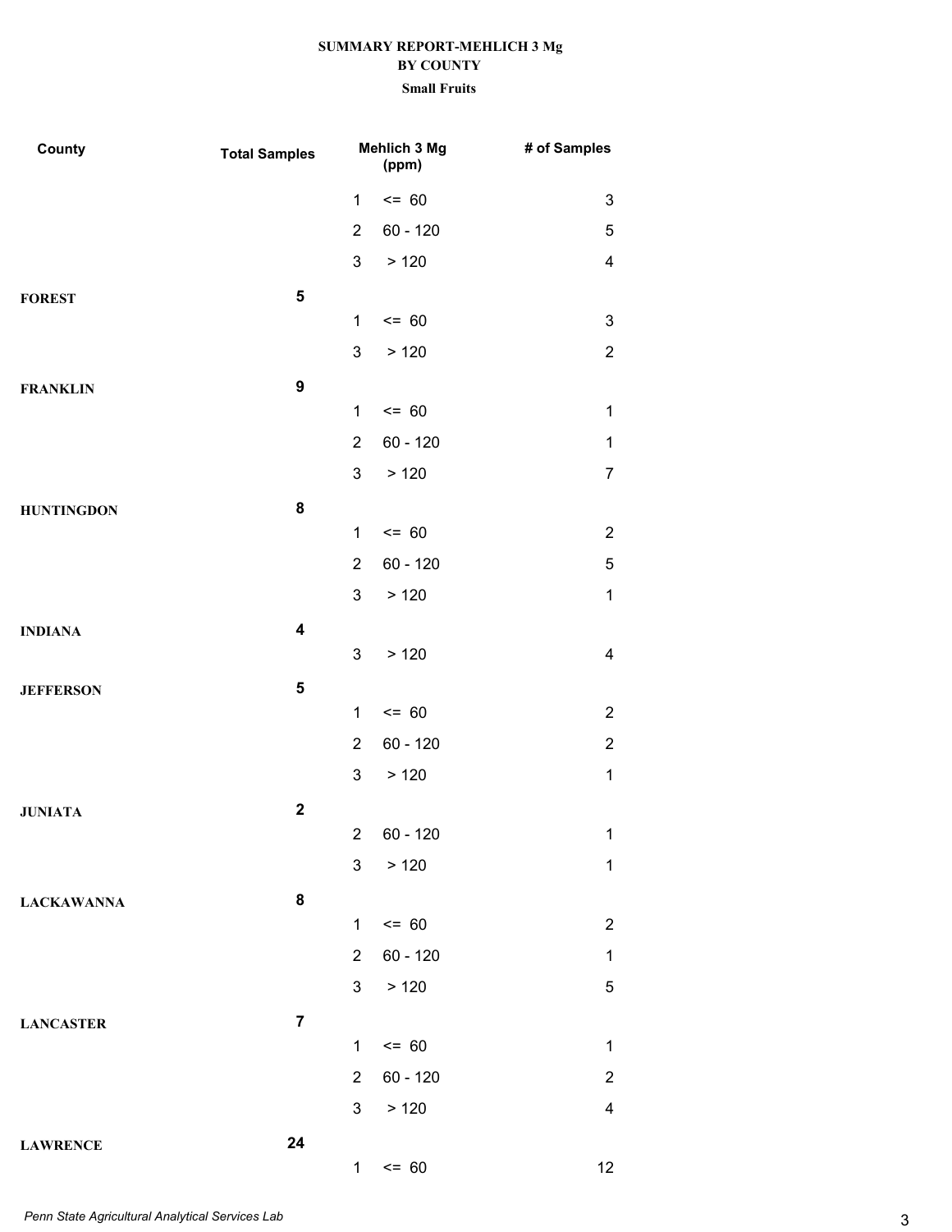**SUMMARY REPORT-MEHLICH 3 Mg**
**BY COUNTY**
**Small Fruits**

| County | Total Samples | Mehlich 3 Mg (ppm) | | # of Samples |
|---|---|---|---|---|
| | | 1 | <= 60 | 3 |
| | | 2 | 60 - 120 | 5 |
| | | 3 | > 120 | 4 |
| **FOREST** | **5** | | | |
| | | 1 | <= 60 | 3 |
| | | 3 | > 120 | 2 |
| **FRANKLIN** | **9** | | | |
| | | 1 | <= 60 | 1 |
| | | 2 | 60 - 120 | 1 |
| | | 3 | > 120 | 7 |
| **HUNTINGDON** | **8** | | | |
| | | 1 | <= 60 | 2 |
| | | 2 | 60 - 120 | 5 |
| | | 3 | > 120 | 1 |
| **INDIANA** | **4** | | | |
| | | 3 | > 120 | 4 |
| **JEFFERSON** | **5** | | | |
| | | 1 | <= 60 | 2 |
| | | 2 | 60 - 120 | 2 |
| | | 3 | > 120 | 1 |
| **JUNIATA** | **2** | | | |
| | | 2 | 60 - 120 | 1 |
| | | 3 | > 120 | 1 |
| **LACKAWANNA** | **8** | | | |
| | | 1 | <= 60 | 2 |
| | | 2 | 60 - 120 | 1 |
| | | 3 | > 120 | 5 |
| **LANCASTER** | **7** | | | |
| | | 1 | <= 60 | 1 |
| | | 2 | 60 - 120 | 2 |
| | | 3 | > 120 | 4 |
| **LAWRENCE** | **24** | | | |
| | | 1 | <= 60 | 12 |

*Penn State Agricultural Analytical Services Lab*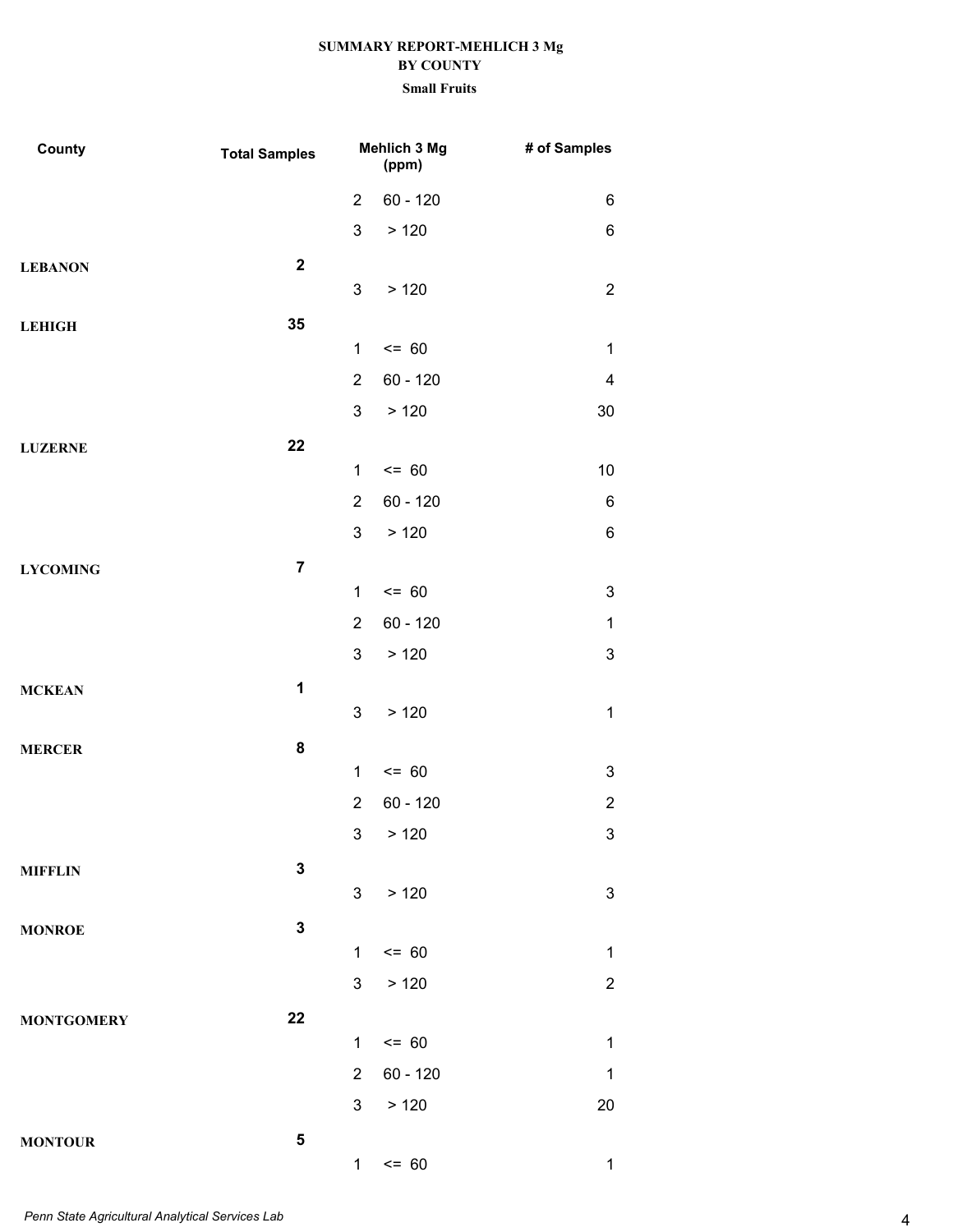**SUMMARY REPORT-MEHLICH 3 Mg**
**BY COUNTY**
**Small Fruits**

| County | Total Samples | | Mehlich 3 Mg (ppm) | # of Samples |
|---|---|---|---|---|
| | | 2 | 60 - 120 | 6 |
| | | 3 | > 120 | 6 |
| **LEBANON** | **2** | | | |
| | | 3 | > 120 | 2 |
| **LEHIGH** | **35** | | | |
| | | 1 | <= 60 | 1 |
| | | 2 | 60 - 120 | 4 |
| | | 3 | > 120 | 30 |
| **LUZERNE** | **22** | | | |
| | | 1 | <= 60 | 10 |
| | | 2 | 60 - 120 | 6 |
| | | 3 | > 120 | 6 |
| **LYCOMING** | **7** | | | |
| | | 1 | <= 60 | 3 |
| | | 2 | 60 - 120 | 1 |
| | | 3 | > 120 | 3 |
| **MCKEAN** | **1** | | | |
| | | 3 | > 120 | 1 |
| **MERCER** | **8** | | | |
| | | 1 | <= 60 | 3 |
| | | 2 | 60 - 120 | 2 |
| | | 3 | > 120 | 3 |
| **MIFFLIN** | **3** | | | |
| | | 3 | > 120 | 3 |
| **MONROE** | **3** | | | |
| | | 1 | <= 60 | 1 |
| | | 3 | > 120 | 2 |
| **MONTGOMERY** | **22** | | | |
| | | 1 | <= 60 | 1 |
| | | 2 | 60 - 120 | 1 |
| | | 3 | > 120 | 20 |
| **MONTOUR** | **5** | | | |
| | | 1 | <= 60 | 1 |

*Penn State Agricultural Analytical Services Lab*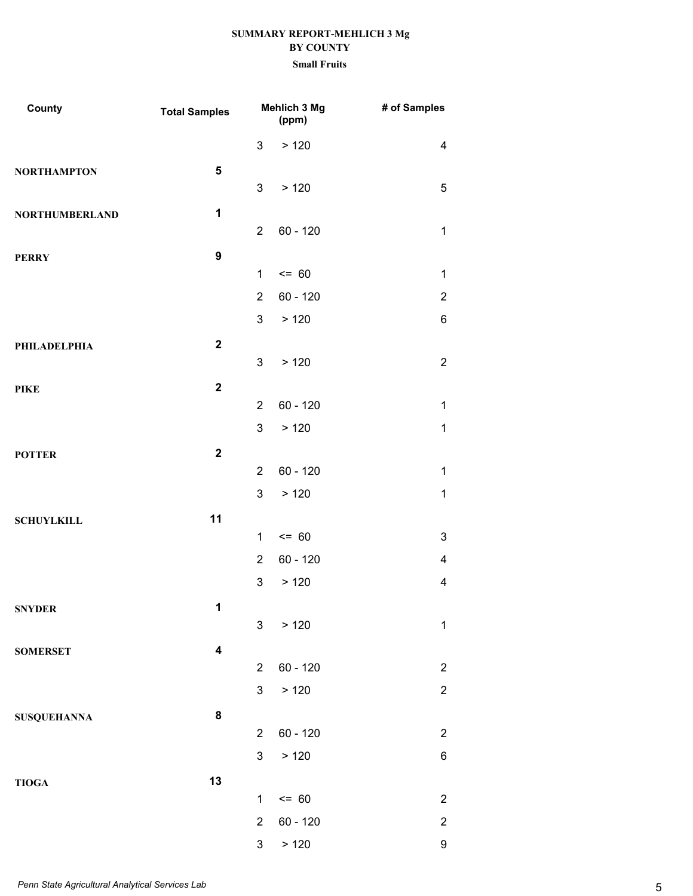**SUMMARY REPORT-MEHLICH 3 Mg**
**BY COUNTY**
**Small Fruits**

| County | Total Samples | Mehlich 3 Mg (ppm) | | # of Samples |
|---|---|---|---|---|
| | | 3 | > 120 | 4 |
| **NORTHAMPTON** | **5** | | | |
| | | 3 | > 120 | 5 |
| **NORTHUMBERLAND** | **1** | | | |
| | | 2 | 60 - 120 | 1 |
| **PERRY** | **9** | | | |
| | | 1 | <= 60 | 1 |
| | | 2 | 60 - 120 | 2 |
| | | 3 | > 120 | 6 |
| **PHILADELPHIA** | **2** | | | |
| | | 3 | > 120 | 2 |
| **PIKE** | **2** | | | |
| | | 2 | 60 - 120 | 1 |
| | | 3 | > 120 | 1 |
| **POTTER** | **2** | | | |
| | | 2 | 60 - 120 | 1 |
| | | 3 | > 120 | 1 |
| **SCHUYLKILL** | **11** | | | |
| | | 1 | <= 60 | 3 |
| | | 2 | 60 - 120 | 4 |
| | | 3 | > 120 | 4 |
| **SNYDER** | **1** | | | |
| | | 3 | > 120 | 1 |
| **SOMERSET** | **4** | | | |
| | | 2 | 60 - 120 | 2 |
| | | 3 | > 120 | 2 |
| **SUSQUEHANNA** | **8** | | | |
| | | 2 | 60 - 120 | 2 |
| | | 3 | > 120 | 6 |
| **TIOGA** | **13** | | | |
| | | 1 | <= 60 | 2 |
| | | 2 | 60 - 120 | 2 |
| | | 3 | > 120 | 9 |

*Penn State Agricultural Analytical Services Lab*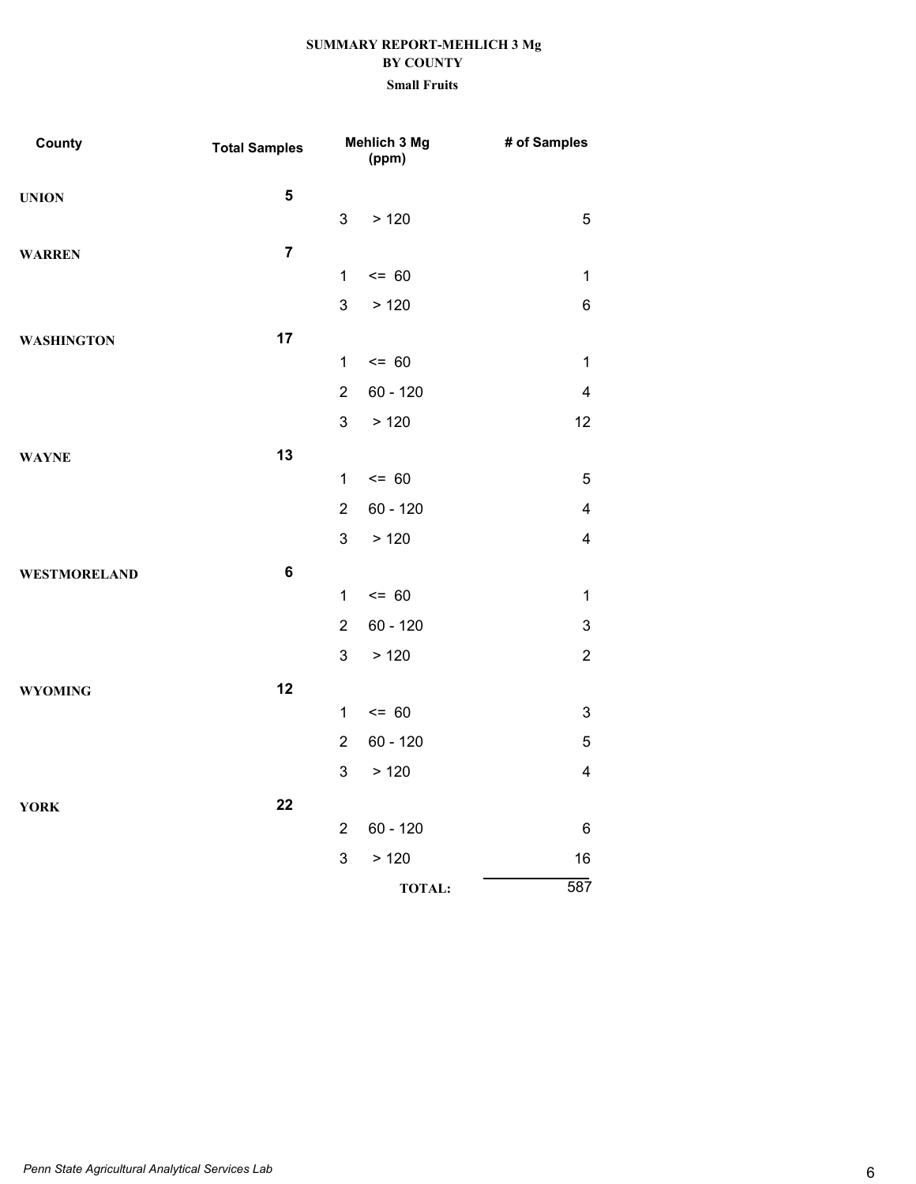**SUMMARY REPORT-MEHLICH 3 Mg**
**BY COUNTY**
**Small Fruits**

| County | Total Samples | Mehlich 3 Mg (ppm) | | # of Samples |
|---|---|---|---|---|
| **UNION** | **5** | | | |
| | | 3 | > 120 | 5 |
| **WARREN** | **7** | | | |
| | | 1 | <= 60 | 1 |
| | | 3 | > 120 | 6 |
| **WASHINGTON** | **17** | | | |
| | | 1 | <= 60 | 1 |
| | | 2 | 60 - 120 | 4 |
| | | 3 | > 120 | 12 |
| **WAYNE** | **13** | | | |
| | | 1 | <= 60 | 5 |
| | | 2 | 60 - 120 | 4 |
| | | 3 | > 120 | 4 |
| **WESTMORELAND** | **6** | | | |
| | | 1 | <= 60 | 1 |
| | | 2 | 60 - 120 | 3 |
| | | 3 | > 120 | 2 |
| **WYOMING** | **12** | | | |
| | | 1 | <= 60 | 3 |
| | | 2 | 60 - 120 | 5 |
| | | 3 | > 120 | 4 |
| **YORK** | **22** | | | |
| | | 2 | 60 - 120 | 6 |
| | | 3 | > 120 | 16 |
| | | | **TOTAL:** | 587 |

*Penn State Agricultural Analytical Services Lab*